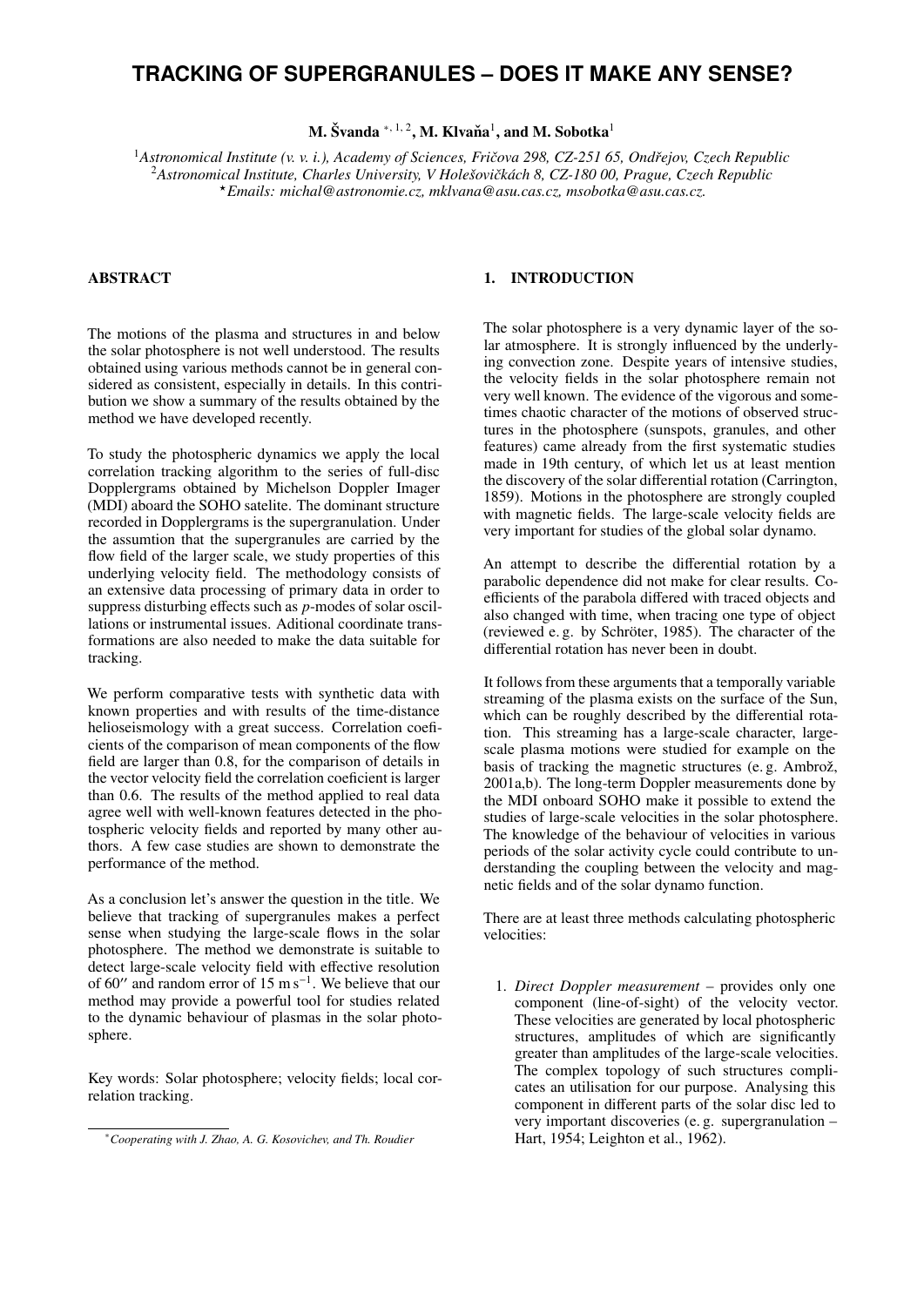# TRACKING OF SUPERGRANULES – DOES IT MAKE ANY SENSE?

**M. Švanda** [*,1,2], **M. Klvaňa**[1], **and M. Sobotka**[1]

[1] *Astronomical Institute (v. v. i.), Academy of Sciences, Fričova 298, CZ-251 65, Ondřejov, Czech Republic*
[2] *Astronomical Institute, Charles University, V Holešovičkách 8, CZ-180 00, Prague, Czech Republic*
[*] *Emails: michal@astronomie.cz, mklvana@asu.cas.cz, msobotka@asu.cas.cz.*

## ABSTRACT

The motions of the plasma and structures in and below the solar photosphere is not well understood. The results obtained using various methods cannot be in general considered as consistent, especially in details. In this contribution we show a summary of the results obtained by the method we have developed recently.

To study the photospheric dynamics we apply the local correlation tracking algorithm to the series of full-disc Dopplergrams obtained by Michelson Doppler Imager (MDI) aboard the SOHO satelite. The dominant structure recorded in Dopplergrams is the supergranulation. Under the assumption that the supergranules are carried by the flow field of the larger scale, we study properties of this underlying velocity field. The methodology consists of an extensive data processing of primary data in order to suppress disturbing effects such as *p*-modes of solar oscillations or instrumental issues. Aditional coordinate transformations are also needed to make the data suitable for tracking.

We perform comparative tests with synthetic data with known properties and with results of the time-distance helioseismology with a great success. Correlation coeficients of the comparison of mean components of the flow field are larger than 0.8, for the comparison of details in the vector velocity field the correlation coeficient is larger than 0.6. The results of the method applied to real data agree well with well-known features detected in the photospheric velocity fields and reported by many other authors. A few case studies are shown to demonstrate the performance of the method.

As a conclusion let's answer the question in the title. We believe that tracking of supergranules makes a perfect sense when studying the large-scale flows in the solar photosphere. The method we demonstrate is suitable to detect large-scale velocity field with effective resolution of $60''$ and random error of $15\ \mathrm{m\,s^{-1}}$. We believe that our method may provide a powerful tool for studies related to the dynamic behaviour of plasmas in the solar photosphere.

Key words: Solar photosphere; velocity fields; local correlation tracking.

[*] *Cooperating with J. Zhao, A. G. Kosovichev, and Th. Roudier*

## 1. INTRODUCTION

The solar photosphere is a very dynamic layer of the solar atmosphere. It is strongly influenced by the underlying convection zone. Despite years of intensive studies, the velocity fields in the solar photosphere remain not very well known. The evidence of the vigorous and sometimes chaotic character of the motions of observed structures in the photosphere (sunspots, granules, and other features) came already from the first systematic studies made in 19th century, of which let us at least mention the discovery of the solar differential rotation (Carrington, 1859). Motions in the photosphere are strongly coupled with magnetic fields. The large-scale velocity fields are very important for studies of the global solar dynamo.

An attempt to describe the differential rotation by a parabolic dependence did not make for clear results. Coefficients of the parabola differed with traced objects and also changed with time, when tracing one type of object (reviewed e. g. by Schröter, 1985). The character of the differential rotation has never been in doubt.

It follows from these arguments that a temporally variable streaming of the plasma exists on the surface of the Sun, which can be roughly described by the differential rotation. This streaming has a large-scale character, large-scale plasma motions were studied for example on the basis of tracking the magnetic structures (e. g. Ambrož, 2001a,b). The long-term Doppler measurements done by the MDI onboard SOHO make it possible to extend the studies of large-scale velocities in the solar photosphere. The knowledge of the behaviour of velocities in various periods of the solar activity cycle could contribute to understanding the coupling between the velocity and magnetic fields and of the solar dynamo function.

There are at least three methods calculating photospheric velocities:

1. *Direct Doppler measurement* – provides only one component (line-of-sight) of the velocity vector. These velocities are generated by local photospheric structures, amplitudes of which are significantly greater than amplitudes of the large-scale velocities. The complex topology of such structures complicates an utilisation for our purpose. Analysing this component in different parts of the solar disc led to very important discoveries (e. g. supergranulation – Hart, 1954; Leighton et al., 1962).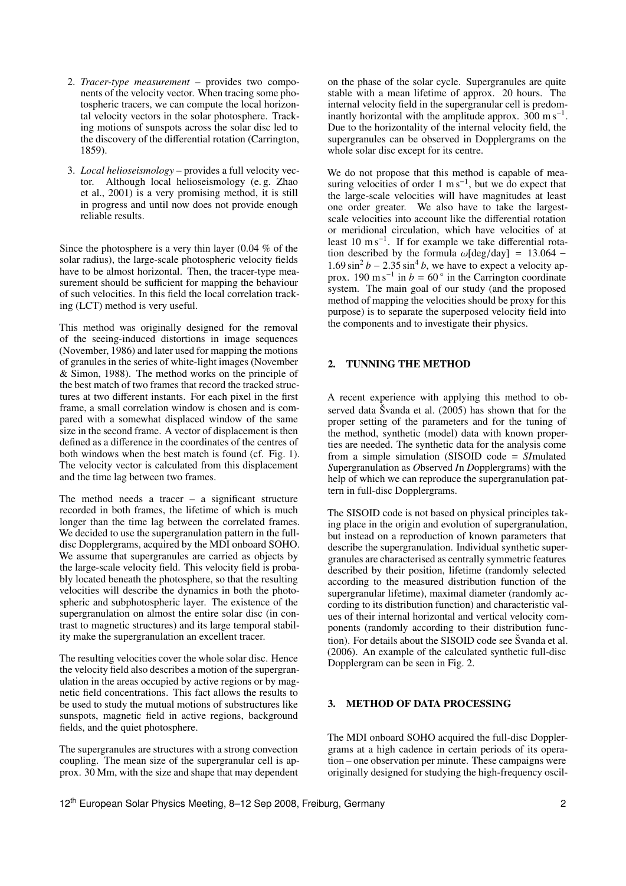2. *Tracer-type measurement* – provides two components of the velocity vector. When tracing some photospheric tracers, we can compute the local horizontal velocity vectors in the solar photosphere. Tracking motions of sunspots across the solar disc led to the discovery of the differential rotation (Carrington, 1859).

3. *Local helioseismology* – provides a full velocity vector. Although local helioseismology (e. g. Zhao et al., 2001) is a very promising method, it is still in progress and until now does not provide enough reliable results.

Since the photosphere is a very thin layer (0.04 % of the solar radius), the large-scale photospheric velocity fields have to be almost horizontal. Then, the tracer-type measurement should be sufficient for mapping the behaviour of such velocities. In this field the local correlation tracking (LCT) method is very useful.

This method was originally designed for the removal of the seeing-induced distortions in image sequences (November, 1986) and later used for mapping the motions of granules in the series of white-light images (November & Simon, 1988). The method works on the principle of the best match of two frames that record the tracked structures at two different instants. For each pixel in the first frame, a small correlation window is chosen and is compared with a somewhat displaced window of the same size in the second frame. A vector of displacement is then defined as a difference in the coordinates of the centres of both windows when the best match is found (cf. Fig. 1). The velocity vector is calculated from this displacement and the time lag between two frames.

The method needs a tracer – a significant structure recorded in both frames, the lifetime of which is much longer than the time lag between the correlated frames. We decided to use the supergranulation pattern in the full-disc Dopplergrams, acquired by the MDI onboard SOHO. We assume that supergranules are carried as objects by the large-scale velocity field. This velocity field is probably located beneath the photosphere, so that the resulting velocities will describe the dynamics in both the photospheric and subphotospheric layer. The existence of the supergranulation on almost the entire solar disc (in contrast to magnetic structures) and its large temporal stability make the supergranulation an excellent tracer.

The resulting velocities cover the whole solar disc. Hence the velocity field also describes a motion of the supergranulation in the areas occupied by active regions or by magnetic field concentrations. This fact allows the results to be used to study the mutual motions of substructures like sunspots, magnetic field in active regions, background fields, and the quiet photosphere.

The supergranules are structures with a strong convection coupling. The mean size of the supergranular cell is approx. 30 Mm, with the size and shape that may dependent on the phase of the solar cycle. Supergranules are quite stable with a mean lifetime of approx. 20 hours. The internal velocity field in the supergranular cell is predominantly horizontal with the amplitude approx. 300 $\mathrm{m\,s^{-1}}$. Due to the horizontality of the internal velocity field, the supergranules can be observed in Dopplergrams on the whole solar disc except for its centre.

We do not propose that this method is capable of measuring velocities of order 1 $\mathrm{m\,s^{-1}}$, but we do expect that the large-scale velocities will have magnitudes at least one order greater. We also have to take the largest-scale velocities into account like the differential rotation or meridional circulation, which have velocities of at least 10 $\mathrm{m\,s^{-1}}$. If for example we take differential rotation described by the formula $\omega[\mathrm{deg/day}] = 13.064 - 1.69\sin^2 b - 2.35\sin^4 b$, we have to expect a velocity approx. 190 $\mathrm{m\,s^{-1}}$ in $b = 60^\circ$ in the Carrington coordinate system. The main goal of our study (and the proposed method of mapping the velocities should be proxy for this purpose) is to separate the superposed velocity field into the components and to investigate their physics.

## 2. TUNNING THE METHOD

A recent experience with applying this method to observed data Švanda et al. (2005) has shown that for the proper setting of the parameters and for the tuning of the method, synthetic (model) data with known properties are needed. The synthetic data for the analysis come from a simple simulation (SISOID code = *SI*mulated *S*upergranulation as *O*bserved *I*n *D*opplergrams) with the help of which we can reproduce the supergranulation pattern in full-disc Dopplergrams.

The SISOID code is not based on physical principles taking place in the origin and evolution of supergranulation, but instead on a reproduction of known parameters that describe the supergranulation. Individual synthetic supergranules are characterised as centrally symmetric features described by their position, lifetime (randomly selected according to the measured distribution function of the supergranular lifetime), maximal diameter (randomly according to its distribution function) and characteristic values of their internal horizontal and vertical velocity components (randomly according to their distribution function). For details about the SISOID code see Švanda et al. (2006). An example of the calculated synthetic full-disc Dopplergram can be seen in Fig. 2.

## 3. METHOD OF DATA PROCESSING

The MDI onboard SOHO acquired the full-disc Dopplergrams at a high cadence in certain periods of its operation – one observation per minute. These campaigns were originally designed for studying the high-frequency oscil-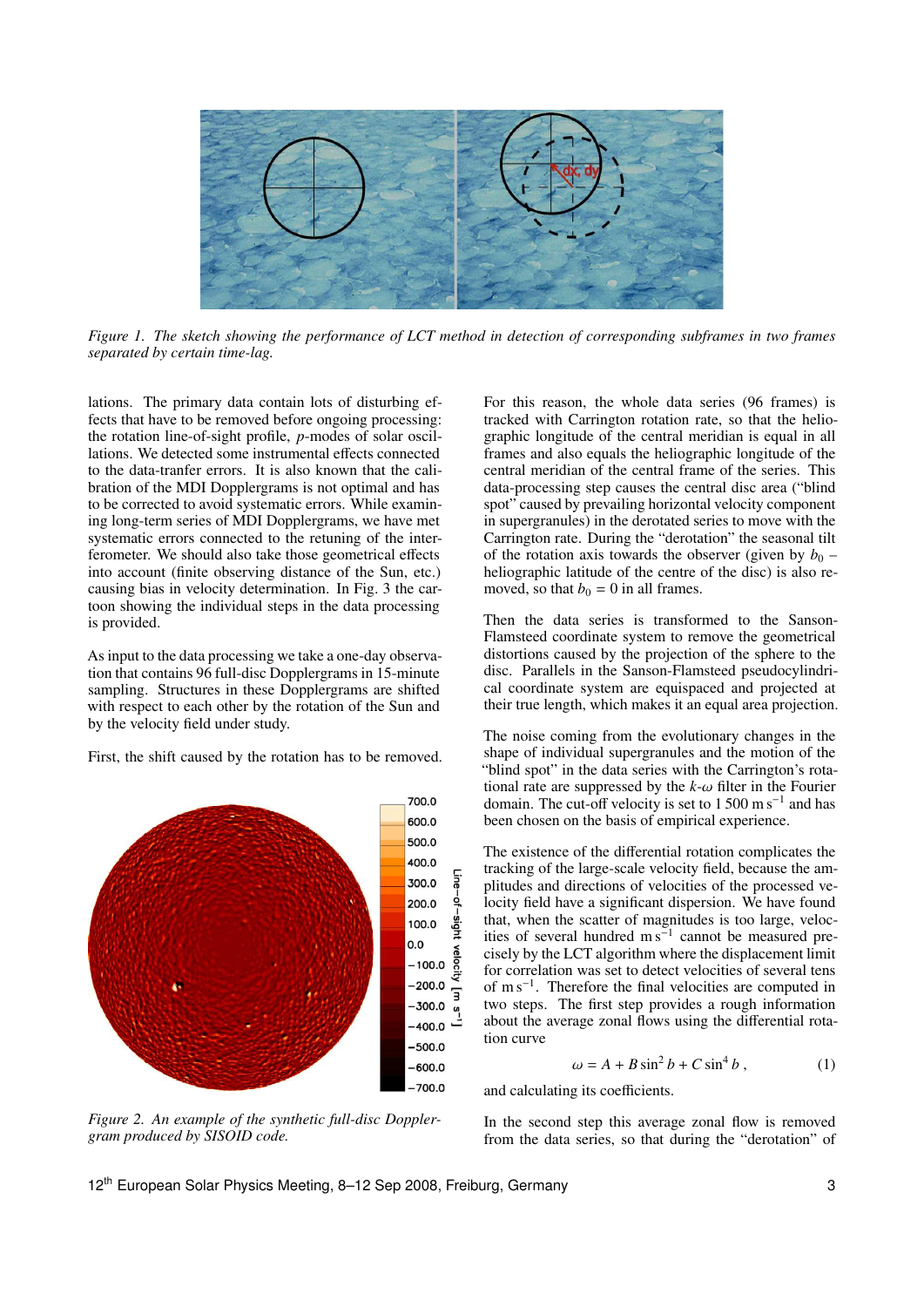*Figure 1. The sketch showing the performance of LCT method in detection of corresponding subframes in two frames separated by certain time-lag.*

lations. The primary data contain lots of disturbing effects that have to be removed before ongoing processing: the rotation line-of-sight profile, *p*-modes of solar oscillations. We detected some instrumental effects connected to the data-tranfer errors. It is also known that the calibration of the MDI Dopplergrams is not optimal and has to be corrected to avoid systematic errors. While examining long-term series of MDI Dopplergrams, we have met systematic errors connected to the retuning of the interferometer. We should also take those geometrical effects into account (finite observing distance of the Sun, etc.) causing bias in velocity determination. In Fig. 3 the cartoon showing the individual steps in the data processing is provided.

As input to the data processing we take a one-day observation that contains 96 full-disc Dopplergrams in 15-minute sampling. Structures in these Dopplergrams are shifted with respect to each other by the rotation of the Sun and by the velocity field under study.

First, the shift caused by the rotation has to be removed.

*Figure 2. An example of the synthetic full-disc Dopplergram produced by SISOID code.*

For this reason, the whole data series (96 frames) is tracked with Carrington rotation rate, so that the heliographic longitude of the central meridian is equal in all frames and also equals the heliographic longitude of the central meridian of the central frame of the series. This data-processing step causes the central disc area ("blind spot" caused by prevailing horizontal velocity component in supergranules) in the derotated series to move with the Carrington rate. During the "derotation" the seasonal tilt of the rotation axis towards the observer (given by $b_0$ – heliographic latitude of the centre of the disc) is also removed, so that $b_0 = 0$ in all frames.

Then the data series is transformed to the Sanson-Flamsteed coordinate system to remove the geometrical distortions caused by the projection of the sphere to the disc. Parallels in the Sanson-Flamsteed pseudocylindrical coordinate system are equispaced and projected at their true length, which makes it an equal area projection.

The noise coming from the evolutionary changes in the shape of individual supergranules and the motion of the "blind spot" in the data series with the Carrington's rotational rate are suppressed by the $k$-$\omega$ filter in the Fourier domain. The cut-off velocity is set to 1 500 m s$^{-1}$ and has been chosen on the basis of empirical experience.

The existence of the differential rotation complicates the tracking of the large-scale velocity field, because the amplitudes and directions of velocities of the processed velocity field have a significant dispersion. We have found that, when the scatter of magnitudes is too large, velocities of several hundred m s$^{-1}$ cannot be measured precisely by the LCT algorithm where the displacement limit for correlation was set to detect velocities of several tens of m s$^{-1}$. Therefore the final velocities are computed in two steps. The first step provides a rough information about the average zonal flows using the differential rotation curve

$$\omega = A + B \sin^2 b + C \sin^4 b \,, \tag{1}$$

and calculating its coefficients.

In the second step this average zonal flow is removed from the data series, so that during the "derotation" of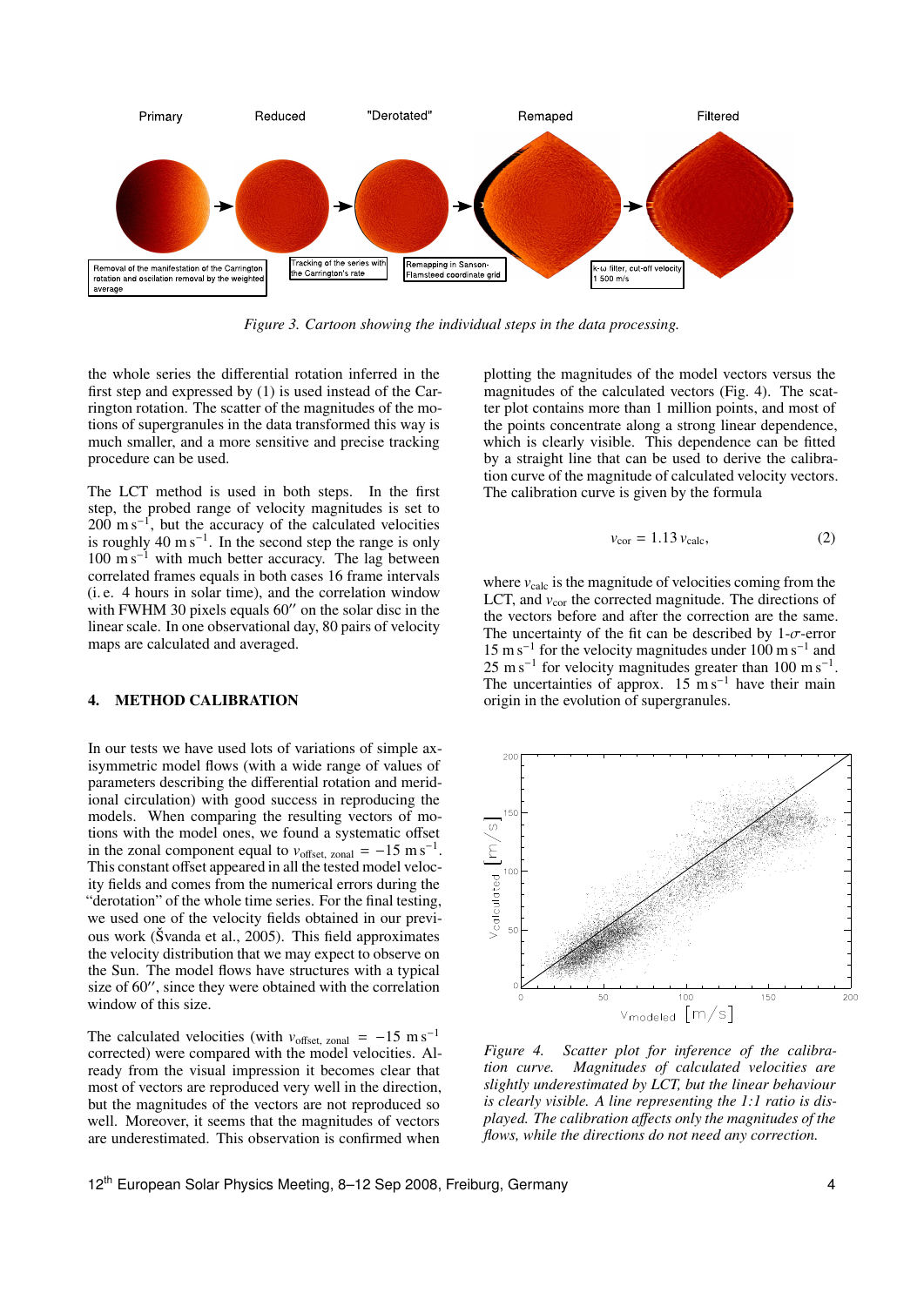*Figure 3. Cartoon showing the individual steps in the data processing.*

the whole series the differential rotation inferred in the first step and expressed by (1) is used instead of the Carrington rotation. The scatter of the magnitudes of the motions of supergranules in the data transformed this way is much smaller, and a more sensitive and precise tracking procedure can be used.

The LCT method is used in both steps. In the first step, the probed range of velocity magnitudes is set to 200 m s$^{-1}$, but the accuracy of the calculated velocities is roughly 40 m s$^{-1}$. In the second step the range is only 100 m s$^{-1}$ with much better accuracy. The lag between correlated frames equals in both cases 16 frame intervals (i. e. 4 hours in solar time), and the correlation window with FWHM 30 pixels equals 60″ on the solar disc in the linear scale. In one observational day, 80 pairs of velocity maps are calculated and averaged.

## 4. METHOD CALIBRATION

In our tests we have used lots of variations of simple axisymmetric model flows (with a wide range of values of parameters describing the differential rotation and meridional circulation) with good success in reproducing the models. When comparing the resulting vectors of motions with the model ones, we found a systematic offset in the zonal component equal to $v_{\text{offset, zonal}} = -15$ m s$^{-1}$. This constant offset appeared in all the tested model velocity fields and comes from the numerical errors during the "derotation" of the whole time series. For the final testing, we used one of the velocity fields obtained in our previous work (Švanda et al., 2005). This field approximates the velocity distribution that we may expect to observe on the Sun. The model flows have structures with a typical size of 60″, since they were obtained with the correlation window of this size.

The calculated velocities (with $v_{\text{offset, zonal}} = -15$ m s$^{-1}$ corrected) were compared with the model velocities. Already from the visual impression it becomes clear that most of vectors are reproduced very well in the direction, but the magnitudes of the vectors are not reproduced so well. Moreover, it seems that the magnitudes of vectors are underestimated. This observation is confirmed when plotting the magnitudes of the model vectors versus the magnitudes of the calculated vectors (Fig. 4). The scatter plot contains more than 1 million points, and most of the points concentrate along a strong linear dependence, which is clearly visible. This dependence can be fitted by a straight line that can be used to derive the calibration curve of the magnitude of calculated velocity vectors. The calibration curve is given by the formula

$$v_{\text{cor}} = 1.13\, v_{\text{calc}}, \tag{2}$$

where $v_{\text{calc}}$ is the magnitude of velocities coming from the LCT, and $v_{\text{cor}}$ the corrected magnitude. The directions of the vectors before and after the correction are the same. The uncertainty of the fit can be described by 1-$\sigma$-error 15 m s$^{-1}$ for the velocity magnitudes under 100 m s$^{-1}$ and 25 m s$^{-1}$ for velocity magnitudes greater than 100 m s$^{-1}$. The uncertainties of approx. 15 m s$^{-1}$ have their main origin in the evolution of supergranules.

*Figure 4. Scatter plot for inference of the calibration curve. Magnitudes of calculated velocities are slightly underestimated by LCT, but the linear behaviour is clearly visible. A line representing the 1:1 ratio is displayed. The calibration affects only the magnitudes of the flows, while the directions do not need any correction.*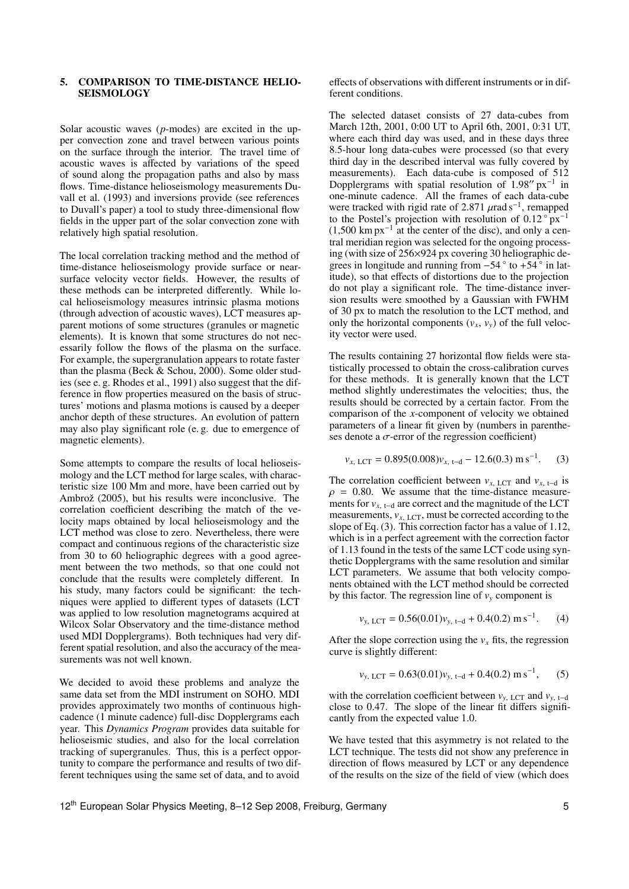## 5. COMPARISON TO TIME-DISTANCE HELIOSEISMOLOGY

Solar acoustic waves ($p$-modes) are excited in the upper convection zone and travel between various points on the surface through the interior. The travel time of acoustic waves is affected by variations of the speed of sound along the propagation paths and also by mass flows. Time-distance helioseismology measurements Duvall et al. (1993) and inversions provide (see references to Duvall's paper) a tool to study three-dimensional flow fields in the upper part of the solar convection zone with relatively high spatial resolution.

The local correlation tracking method and the method of time-distance helioseismology provide surface or near-surface velocity vector fields. However, the results of these methods can be interpreted differently. While local helioseismology measures intrinsic plasma motions (through advection of acoustic waves), LCT measures apparent motions of some structures (granules or magnetic elements). It is known that some structures do not necessarily follow the flows of the plasma on the surface. For example, the supergranulation appears to rotate faster than the plasma (Beck & Schou, 2000). Some older studies (see e. g. Rhodes et al., 1991) also suggest that the difference in flow properties measured on the basis of structures' motions and plasma motions is caused by a deeper anchor depth of these structures. An evolution of pattern may also play significant role (e. g. due to emergence of magnetic elements).

Some attempts to compare the results of local helioseismology and the LCT method for large scales, with characteristic size 100 Mm and more, have been carried out by Ambrož (2005), but his results were inconclusive. The correlation coefficient describing the match of the velocity maps obtained by local helioseismology and the LCT method was close to zero. Nevertheless, there were compact and continuous regions of the characteristic size from 30 to 60 heliographic degrees with a good agreement between the two methods, so that one could not conclude that the results were completely different. In his study, many factors could be significant: the techniques were applied to different types of datasets (LCT was applied to low resolution magnetograms acquired at Wilcox Solar Observatory and the time-distance method used MDI Dopplergrams). Both techniques had very different spatial resolution, and also the accuracy of the measurements was not well known.

We decided to avoid these problems and analyze the same data set from the MDI instrument on SOHO. MDI provides approximately two months of continuous high-cadence (1 minute cadence) full-disc Dopplergrams each year. This *Dynamics Program* provides data suitable for helioseismic studies, and also for the local correlation tracking of supergranules. Thus, this is a perfect opportunity to compare the performance and results of two different techniques using the same set of data, and to avoid effects of observations with different instruments or in different conditions.

The selected dataset consists of 27 data-cubes from March 12th, 2001, 0:00 UT to April 6th, 2001, 0:31 UT, where each third day was used, and in these days three 8.5-hour long data-cubes were processed (so that every third day in the described interval was fully covered by measurements). Each data-cube is composed of 512 Dopplergrams with spatial resolution of $1.98''\,\mathrm{px}^{-1}$ in one-minute cadence. All the frames of each data-cube were tracked with rigid rate of $2.871\ \mu\mathrm{rad\,s}^{-1}$, remapped to the Postel's projection with resolution of $0.12^\circ\,\mathrm{px}^{-1}$ ($1{,}500\ \mathrm{km\,px}^{-1}$ at the center of the disc), and only a central meridian region was selected for the ongoing processing (with size of 256×924 px covering 30 heliographic degrees in longitude and running from $-54^\circ$ to $+54^\circ$ in latitude), so that effects of distortions due to the projection do not play a significant role. The time-distance inversion results were smoothed by a Gaussian with FWHM of 30 px to match the resolution to the LCT method, and only the horizontal components ($v_x$, $v_y$) of the full velocity vector were used.

The results containing 27 horizontal flow fields were statistically processed to obtain the cross-calibration curves for these methods. It is generally known that the LCT method slightly underestimates the velocities; thus, the results should be corrected by a certain factor. From the comparison of the $x$-component of velocity we obtained parameters of a linear fit given by (numbers in parentheses denote a $\sigma$-error of the regression coefficient)

$$v_{x,\,\mathrm{LCT}} = 0.895(0.008)v_{x,\,\mathrm{t-d}} - 12.6(0.3)\ \mathrm{m\,s}^{-1}. \quad (3)$$

The correlation coefficient between $v_{x,\,\mathrm{LCT}}$ and $v_{x,\,\mathrm{t-d}}$ is $\rho = 0.80$. We assume that the time-distance measurements for $v_{x,\,\mathrm{t-d}}$ are correct and the magnitude of the LCT measurements, $v_{x,\,\mathrm{LCT}}$, must be corrected according to the slope of Eq. (3). This correction factor has a value of 1.12, which is in a perfect agreement with the correction factor of 1.13 found in the tests of the same LCT code using synthetic Dopplergrams with the same resolution and similar LCT parameters. We assume that both velocity components obtained with the LCT method should be corrected by this factor. The regression line of $v_y$ component is

$$v_{y,\,\mathrm{LCT}} = 0.56(0.01)v_{y,\,\mathrm{t-d}} + 0.4(0.2)\ \mathrm{m\,s}^{-1}. \quad (4)$$

After the slope correction using the $v_x$ fits, the regression curve is slightly different:

$$v_{y,\,\mathrm{LCT}} = 0.63(0.01)v_{y,\,\mathrm{t-d}} + 0.4(0.2)\ \mathrm{m\,s}^{-1}, \quad (5)$$

with the correlation coefficient between $v_{y,\,\mathrm{LCT}}$ and $v_{y,\,\mathrm{t-d}}$ close to 0.47. The slope of the linear fit differs significantly from the expected value 1.0.

We have tested that this asymmetry is not related to the LCT technique. The tests did not show any preference in direction of flows measured by LCT or any dependence of the results on the size of the field of view (which does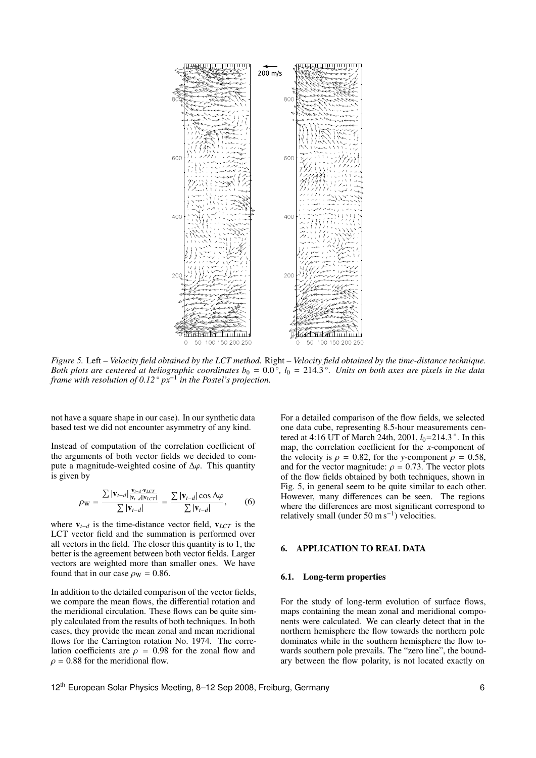*Figure 5.* Left – *Velocity field obtained by the LCT method.* Right – *Velocity field obtained by the time-distance technique. Both plots are centered at heliographic coordinates $b_0 = 0.0°$, $l_0 = 214.3°$. Units on both axes are pixels in the data frame with resolution of 0.12° px$^{-1}$ in the Postel's projection.*

not have a square shape in our case). In our synthetic data based test we did not encounter asymmetry of any kind.

Instead of computation of the correlation coefficient of the arguments of both vector fields we decided to compute a magnitude-weighted cosine of $\Delta\varphi$. This quantity is given by

$$\rho_{\rm W} = \frac{\sum |\mathbf{v}_{t-d}| \frac{\mathbf{v}_{t-d} \cdot \mathbf{v}_{LCT}}{|\mathbf{v}_{t-d}||\mathbf{v}_{LCT}|}}{\sum |\mathbf{v}_{t-d}|} = \frac{\sum |\mathbf{v}_{t-d}| \cos \Delta\varphi}{\sum |\mathbf{v}_{t-d}|}, \qquad (6)$$

where $\mathbf{v}_{t-d}$ is the time-distance vector field, $\mathbf{v}_{LCT}$ is the LCT vector field and the summation is performed over all vectors in the field. The closer this quantity is to 1, the better is the agreement between both vector fields. Larger vectors are weighted more than smaller ones. We have found that in our case $\rho_{\rm W} = 0.86$.

In addition to the detailed comparison of the vector fields, we compare the mean flows, the differential rotation and the meridional circulation. These flows can be quite simply calculated from the results of both techniques. In both cases, they provide the mean zonal and mean meridional flows for the Carrington rotation No. 1974. The correlation coefficients are $\rho = 0.98$ for the zonal flow and $\rho = 0.88$ for the meridional flow.

For a detailed comparison of the flow fields, we selected one data cube, representing 8.5-hour measurements centered at 4:16 UT of March 24th, 2001, $l_0$=214.3°. In this map, the correlation coefficient for the $x$-component of the velocity is $\rho = 0.82$, for the $y$-component $\rho = 0.58$, and for the vector magnitude: $\rho = 0.73$. The vector plots of the flow fields obtained by both techniques, shown in Fig. 5, in general seem to be quite similar to each other. However, many differences can be seen. The regions where the differences are most significant correspond to relatively small (under 50 m s$^{-1}$) velocities.

## 6. APPLICATION TO REAL DATA

### 6.1. Long-term properties

For the study of long-term evolution of surface flows, maps containing the mean zonal and meridional components were calculated. We can clearly detect that in the northern hemisphere the flow towards the northern pole dominates while in the southern hemisphere the flow towards southern pole prevails. The "zero line", the boundary between the flow polarity, is not located exactly on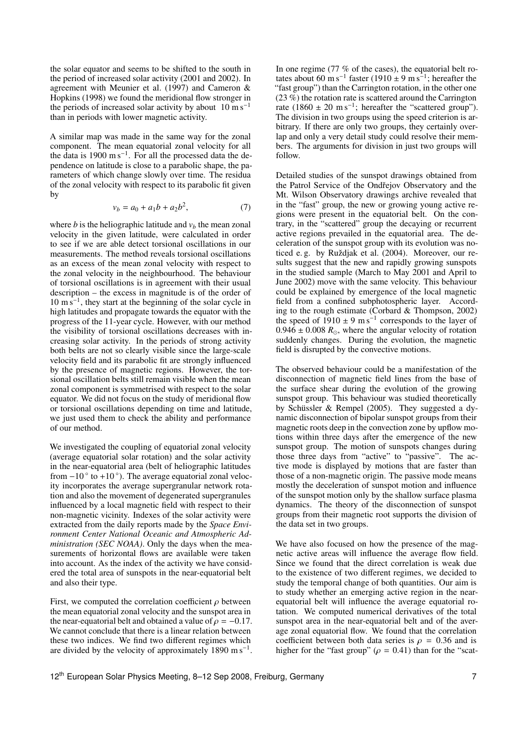the solar equator and seems to be shifted to the south in the period of increased solar activity (2001 and 2002). In agreement with Meunier et al. (1997) and Cameron & Hopkins (1998) we found the meridional flow stronger in the periods of increased solar activity by about $10\ \mathrm{m\,s^{-1}}$ than in periods with lower magnetic activity.

A similar map was made in the same way for the zonal component. The mean equatorial zonal velocity for all the data is $1900\ \mathrm{m\,s^{-1}}$. For all the processed data the dependence on latitude is close to a parabolic shape, the parameters of which change slowly over time. The residua of the zonal velocity with respect to its parabolic fit given by

$$v_b = a_0 + a_1 b + a_2 b^2, \tag{7}$$

where $b$ is the heliographic latitude and $v_b$ the mean zonal velocity in the given latitude, were calculated in order to see if we are able detect torsional oscillations in our measurements. The method reveals torsional oscillations as an excess of the mean zonal velocity with respect to the zonal velocity in the neighbourhood. The behaviour of torsional oscillations is in agreement with their usual description – the excess in magnitude is of the order of $10\ \mathrm{m\,s^{-1}}$, they start at the beginning of the solar cycle in high latitudes and propagate towards the equator with the progress of the 11-year cycle. However, with our method the visibility of torsional oscillations decreases with increasing solar activity. In the periods of strong activity both belts are not so clearly visible since the large-scale velocity field and its parabolic fit are strongly influenced by the presence of magnetic regions. However, the torsional oscillation belts still remain visible when the mean zonal component is symmetrised with respect to the solar equator. We did not focus on the study of meridional flow or torsional oscillations depending on time and latitude, we just used them to check the ability and performance of our method.

We investigated the coupling of equatorial zonal velocity (average equatorial solar rotation) and the solar activity in the near-equatorial area (belt of heliographic latitudes from $-10^\circ$ to $+10^\circ$). The average equatorial zonal velocity incorporates the average supergranular network rotation and also the movement of degenerated supergranules influenced by a local magnetic field with respect to their non-magnetic vicinity. Indexes of the solar activity were extracted from the daily reports made by the *Space Environment Center National Oceanic and Atmospheric Administration (SEC NOAA)*. Only the days when the measurements of horizontal flows are available were taken into account. As the index of the activity we have considered the total area of sunspots in the near-equatorial belt and also their type.

First, we computed the correlation coefficient $\rho$ between the mean equatorial zonal velocity and the sunspot area in the near-equatorial belt and obtained a value of $\rho = -0.17$. We cannot conclude that there is a linear relation between these two indices. We find two different regimes which are divided by the velocity of approximately $1890\ \mathrm{m\,s^{-1}}$. In one regime (77 % of the cases), the equatorial belt rotates about $60\ \mathrm{m\,s^{-1}}$ faster ($1910 \pm 9\ \mathrm{m\,s^{-1}}$; hereafter the "fast group") than the Carrington rotation, in the other one (23 %) the rotation rate is scattered around the Carrington rate ($1860 \pm 20\ \mathrm{m\,s^{-1}}$; hereafter the "scattered group"). The division in two groups using the speed criterion is arbitrary. If there are only two groups, they certainly overlap and only a very detail study could resolve their members. The arguments for division in just two groups will follow.

Detailed studies of the sunspot drawings obtained from the Patrol Service of the Ondřejov Observatory and the Mt. Wilson Observatory drawings archive revealed that in the "fast" group, the new or growing young active regions were present in the equatorial belt. On the contrary, in the "scattered" group the decaying or recurrent active regions prevailed in the equatorial area. The deceleration of the sunspot group with its evolution was noticed e. g. by Ruždjak et al. (2004). Moreover, our results suggest that the new and rapidly growing sunspots in the studied sample (March to May 2001 and April to June 2002) move with the same velocity. This behaviour could be explained by emergence of the local magnetic field from a confined subphotospheric layer. According to the rough estimate (Corbard & Thompson, 2002) the speed of $1910 \pm 9\ \mathrm{m\,s^{-1}}$ corresponds to the layer of $0.946 \pm 0.008\ R_\odot$, where the angular velocity of rotation suddenly changes. During the evolution, the magnetic field is disrupted by the convective motions.

The observed behaviour could be a manifestation of the disconnection of magnetic field lines from the base of the surface shear during the evolution of the growing sunspot group. This behaviour was studied theoretically by Schüssler & Rempel (2005). They suggested a dynamic disconnection of bipolar sunspot groups from their magnetic roots deep in the convection zone by upflow motions within three days after the emergence of the new sunspot group. The motion of sunspots changes during those three days from "active" to "passive". The active mode is displayed by motions that are faster than those of a non-magnetic origin. The passive mode means mostly the deceleration of sunspot motion and influence of the sunspot motion only by the shallow surface plasma dynamics. The theory of the disconnection of sunspot groups from their magnetic root supports the division of the data set in two groups.

We have also focused on how the presence of the magnetic active areas will influence the average flow field. Since we found that the direct correlation is weak due to the existence of two different regimes, we decided to study the temporal change of both quantities. Our aim is to study whether an emerging active region in the near-equatorial belt will influence the average equatorial rotation. We computed numerical derivatives of the total sunspot area in the near-equatorial belt and of the average zonal equatorial flow. We found that the correlation coefficient between both data series is $\rho = 0.36$ and is higher for the "fast group" ($\rho = 0.41$) than for the "scat-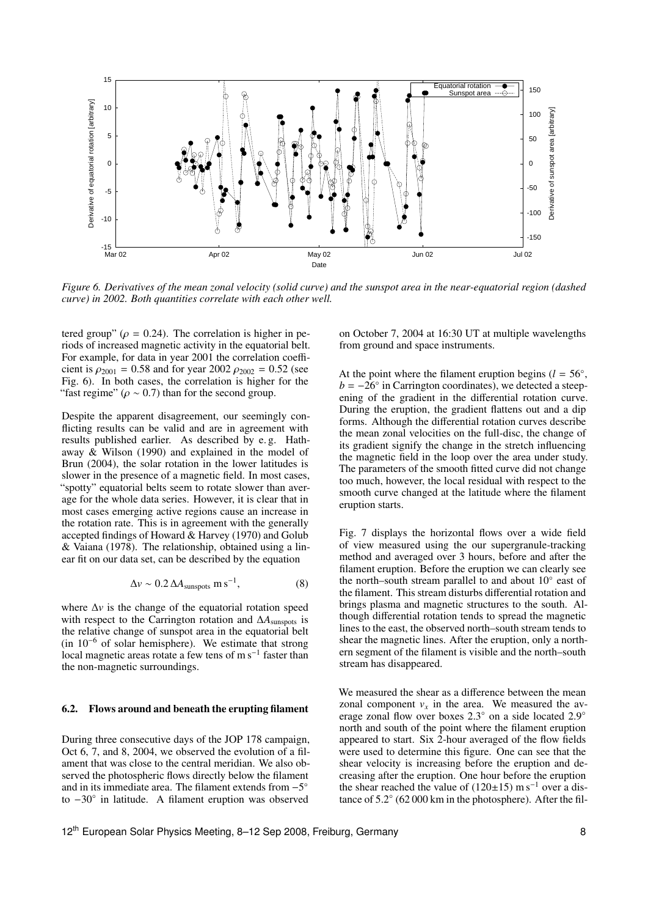*Figure 6. Derivatives of the mean zonal velocity (solid curve) and the sunspot area in the near-equatorial region (dashed curve) in 2002. Both quantities correlate with each other well.*

tered group" ($\rho = 0.24$). The correlation is higher in periods of increased magnetic activity in the equatorial belt. For example, for data in year 2001 the correlation coefficient is $\rho_{2001} = 0.58$ and for year 2002 $\rho_{2002} = 0.52$ (see Fig. 6). In both cases, the correlation is higher for the "fast regime" ($\rho \sim 0.7$) than for the second group.

Despite the apparent disagreement, our seemingly conflicting results can be valid and are in agreement with results published earlier. As described by e. g. Hathaway & Wilson (1990) and explained in the model of Brun (2004), the solar rotation in the lower latitudes is slower in the presence of a magnetic field. In most cases, "spotty" equatorial belts seem to rotate slower than average for the whole data series. However, it is clear that in most cases emerging active regions cause an increase in the rotation rate. This is in agreement with the generally accepted findings of Howard & Harvey (1970) and Golub & Vaiana (1978). The relationship, obtained using a linear fit on our data set, can be described by the equation

$$\Delta v \sim 0.2\,\Delta A_{\rm sunspots}\ {\rm m\,s^{-1}}, \tag{8}$$

where $\Delta v$ is the change of the equatorial rotation speed with respect to the Carrington rotation and $\Delta A_{\rm sunspots}$ is the relative change of sunspot area in the equatorial belt (in $10^{-6}$ of solar hemisphere). We estimate that strong local magnetic areas rotate a few tens of m s$^{-1}$ faster than the non-magnetic surroundings.

### 6.2. Flows around and beneath the erupting filament

During three consecutive days of the JOP 178 campaign, Oct 6, 7, and 8, 2004, we observed the evolution of a filament that was close to the central meridian. We also observed the photospheric flows directly below the filament and in its immediate area. The filament extends from $-5^\circ$ to $-30^\circ$ in latitude. A filament eruption was observed on October 7, 2004 at 16:30 UT at multiple wavelengths from ground and space instruments.

At the point where the filament eruption begins ($l = 56^\circ$, $b = -26^\circ$ in Carrington coordinates), we detected a steepening of the gradient in the differential rotation curve. During the eruption, the gradient flattens out and a dip forms. Although the differential rotation curves describe the mean zonal velocities on the full-disc, the change of its gradient signify the change in the stretch influencing the magnetic field in the loop over the area under study. The parameters of the smooth fitted curve did not change too much, however, the local residual with respect to the smooth curve changed at the latitude where the filament eruption starts.

Fig. 7 displays the horizontal flows over a wide field of view measured using the our supergranule-tracking method and averaged over 3 hours, before and after the filament eruption. Before the eruption we can clearly see the north–south stream parallel to and about 10° east of the filament. This stream disturbs differential rotation and brings plasma and magnetic structures to the south. Although differential rotation tends to spread the magnetic lines to the east, the observed north–south stream tends to shear the magnetic lines. After the eruption, only a northern segment of the filament is visible and the north–south stream has disappeared.

We measured the shear as a difference between the mean zonal component $v_x$ in the area. We measured the average zonal flow over boxes 2.3° on a side located 2.9° north and south of the point where the filament eruption appeared to start. Six 2-hour averaged of the flow fields were used to determine this figure. One can see that the shear velocity is increasing before the eruption and decreasing after the eruption. One hour before the eruption the shear reached the value of $(120\pm15)$ m s$^{-1}$ over a distance of 5.2° (62 000 km in the photosphere). After the fil-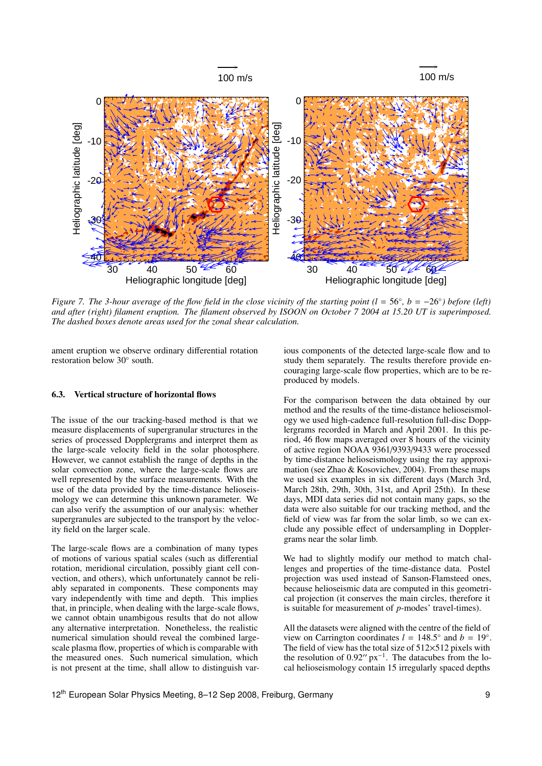*Figure 7. The 3-hour average of the flow field in the close vicinity of the starting point ($l = 56°$, $b = -26°$) before (left) and after (right) filament eruption. The filament observed by ISOON on October 7 2004 at 15.20 UT is superimposed. The dashed boxes denote areas used for the zonal shear calculation.*

ament eruption we observe ordinary differential rotation restoration below 30° south.

### 6.3. Vertical structure of horizontal flows

The issue of the our tracking-based method is that we measure displacements of supergranular structures in the series of processed Dopplergrams and interpret them as the large-scale velocity field in the solar photosphere. However, we cannot establish the range of depths in the solar convection zone, where the large-scale flows are well represented by the surface measurements. With the use of the data provided by the time-distance helioseismology we can determine this unknown parameter. We can also verify the assumption of our analysis: whether supergranules are subjected to the transport by the velocity field on the larger scale.

The large-scale flows are a combination of many types of motions of various spatial scales (such as differential rotation, meridional circulation, possibly giant cell convection, and others), which unfortunately cannot be reliably separated in components. These components may vary independently with time and depth. This implies that, in principle, when dealing with the large-scale flows, we cannot obtain unambigous results that do not allow any alternative interpretation. Nonetheless, the realistic numerical simulation should reveal the combined large-scale plasma flow, properties of which is comparable with the measured ones. Such numerical simulation, which is not present at the time, shall allow to distinguish various components of the detected large-scale flow and to study them separately. The results therefore provide encouraging large-scale flow properties, which are to be reproduced by models.

For the comparison between the data obtained by our method and the results of the time-distance helioseismology we used high-cadence full-resolution full-disc Dopplergrams recorded in March and April 2001. In this period, 46 flow maps averaged over 8 hours of the vicinity of active region NOAA 9361/9393/9433 were processed by time-distance helioseismology using the ray approximation (see Zhao & Kosovichev, 2004). From these maps we used six examples in six different days (March 3rd, March 28th, 29th, 30th, 31st, and April 25th). In these days, MDI data series did not contain many gaps, so the data were also suitable for our tracking method, and the field of view was far from the solar limb, so we can exclude any possible effect of undersampling in Dopplergrams near the solar limb.

We had to slightly modify our method to match challenges and properties of the time-distance data. Postel projection was used instead of Sanson-Flamsteed ones, because helioseismic data are computed in this geometrical projection (it conserves the main circles, therefore it is suitable for measurement of $p$-modes' travel-times).

All the datasets were aligned with the centre of the field of view on Carrington coordinates $l = 148.5°$ and $b = 19°$. The field of view has the total size of 512×512 pixels with the resolution of $0.92'' \mathrm{px}^{-1}$. The datacubes from the local helioseismology contain 15 irregularly spaced depths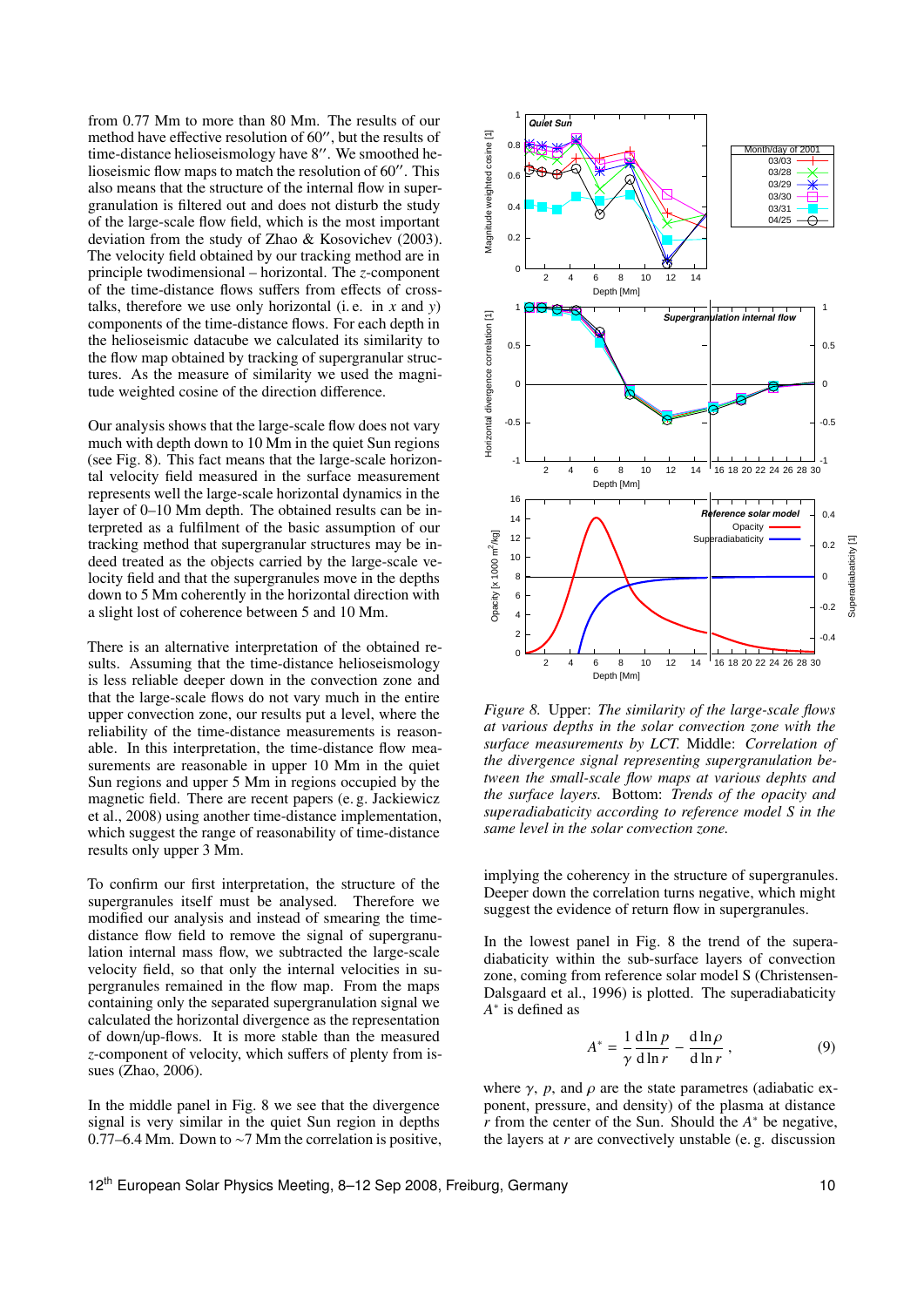from 0.77 Mm to more than 80 Mm. The results of our method have effective resolution of 60″, but the results of time-distance helioseismology have 8″. We smoothed helioseismic flow maps to match the resolution of 60″. This also means that the structure of the internal flow in supergranulation is filtered out and does not disturb the study of the large-scale flow field, which is the most important deviation from the study of Zhao & Kosovichev (2003). The velocity field obtained by our tracking method are in principle twodimensional – horizontal. The $z$-component of the time-distance flows suffers from effects of cross-talks, therefore we use only horizontal (i. e. in $x$ and $y$) components of the time-distance flows. For each depth in the helioseismic datacube we calculated its similarity to the flow map obtained by tracking of supergranular structures. As the measure of similarity we used the magnitude weighted cosine of the direction difference.

Our analysis shows that the large-scale flow does not vary much with depth down to 10 Mm in the quiet Sun regions (see Fig. 8). This fact means that the large-scale horizontal velocity field measured in the surface measurement represents well the large-scale horizontal dynamics in the layer of 0–10 Mm depth. The obtained results can be interpreted as a fulfilment of the basic assumption of our tracking method that supergranular structures may be indeed treated as the objects carried by the large-scale velocity field and that the supergranules move in the depths down to 5 Mm coherently in the horizontal direction with a slight lost of coherence between 5 and 10 Mm.

There is an alternative interpretation of the obtained results. Assuming that the time-distance helioseismology is less reliable deeper down in the convection zone and that the large-scale flows do not vary much in the entire upper convection zone, our results put a level, where the reliability of the time-distance measurements is reasonable. In this interpretation, the time-distance flow measurements are reasonable in upper 10 Mm in the quiet Sun regions and upper 5 Mm in regions occupied by the magnetic field. There are recent papers (e. g. Jackiewicz et al., 2008) using another time-distance implementation, which suggest the range of reasonability of time-distance results only upper 3 Mm.

To confirm our first interpretation, the structure of the supergranules itself must be analysed. Therefore we modified our analysis and instead of smearing the time-distance flow field to remove the signal of supergranulation internal mass flow, we subtracted the large-scale velocity field, so that only the internal velocities in supergranules remained in the flow map. From the maps containing only the separated supergranulation signal we calculated the horizontal divergence as the representation of down/up-flows. It is more stable than the measured $z$-component of velocity, which suffers of plenty from issues (Zhao, 2006).

In the middle panel in Fig. 8 we see that the divergence signal is very similar in the quiet Sun region in depths 0.77–6.4 Mm. Down to ∼7 Mm the correlation is positive, implying the coherency in the structure of supergranules. Deeper down the correlation turns negative, which might suggest the evidence of return flow in supergranules.

*Figure 8.* Upper: *The similarity of the large-scale flows at various depths in the solar convection zone with the surface measurements by LCT.* Middle: *Correlation of the divergence signal representing supergranulation between the small-scale flow maps at various depths and the surface layers.* Bottom: *Trends of the opacity and superadiabaticity according to reference model S in the same level in the solar convection zone.*

In the lowest panel in Fig. 8 the trend of the superadiabaticity within the sub-surface layers of convection zone, coming from reference solar model S (Christensen-Dalsgaard et al., 1996) is plotted. The superadiabaticity $A^*$ is defined as

$$A^* = \frac{1}{\gamma}\frac{\mathrm{d}\ln p}{\mathrm{d}\ln r} - \frac{\mathrm{d}\ln \rho}{\mathrm{d}\ln r}\,, \tag{9}$$

where $\gamma$, $p$, and $\rho$ are the state parametres (adiabatic exponent, pressure, and density) of the plasma at distance $r$ from the center of the Sun. Should the $A^*$ be negative, the layers at $r$ are convectively unstable (e. g. discussion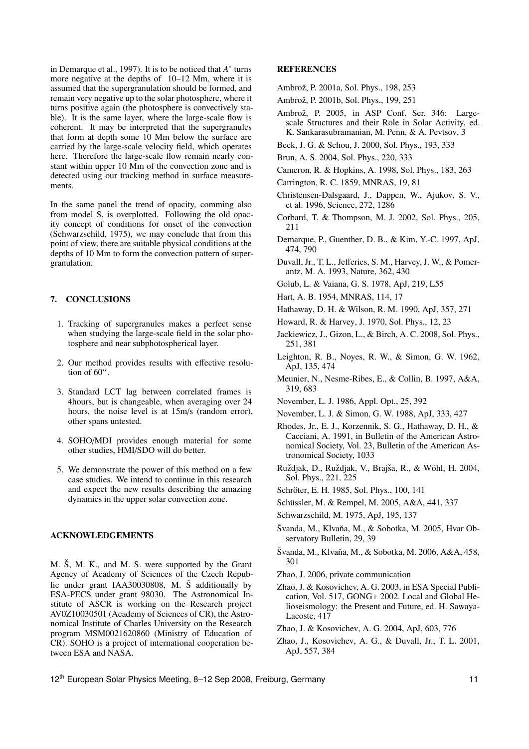in Demarque et al., 1997). It is to be noticed that $A^*$ turns more negative at the depths of 10–12 Mm, where it is assumed that the supergranulation should be formed, and remain very negative up to the solar photosphere, where it turns positive again (the photosphere is convectively stable). It is the same layer, where the large-scale flow is coherent. It may be interpreted that the supergranules that form at depth some 10 Mm below the surface are carried by the large-scale velocity field, which operates here. Therefore the large-scale flow remain nearly constant within upper 10 Mm of the convection zone and is detected using our tracking method in surface measurements.

In the same panel the trend of opacity, comming also from model S, is overplotted. Following the old opacity concept of conditions for onset of the convection (Schwarzschild, 1975), we may conclude that from this point of view, there are suitable physical conditions at the depths of 10 Mm to form the convection pattern of supergranulation.

## 7. CONCLUSIONS

1. Tracking of supergranules makes a perfect sense when studying the large-scale field in the solar photosphere and near subphotospherical layer.
2. Our method provides results with effective resolution of 60″.
3. Standard LCT lag between correlated frames is 4hours, but is changeable, when averaging over 24 hours, the noise level is at 15m/s (random error), other spans untested.
4. SOHO/MDI provides enough material for some other studies, HMI/SDO will do better.
5. We demonstrate the power of this method on a few case studies. We intend to continue in this research and expect the new results describing the amazing dynamics in the upper solar convection zone.

## ACKNOWLEDGEMENTS

M. Š, M. K., and M. S. were supported by the Grant Agency of Academy of Sciences of the Czech Republic under grant IAA30030808, M. Š additionally by ESA-PECS under grant 98030. The Astronomical Institute of ASCR is working on the Research project AV0Z10030501 (Academy of Sciences of CR), the Astronomical Institute of Charles University on the Research program MSM0021620860 (Ministry of Education of CR). SOHO is a project of international cooperation between ESA and NASA.

## REFERENCES

Ambrož, P. 2001a, Sol. Phys., 198, 253

Ambrož, P. 2001b, Sol. Phys., 199, 251

Ambrož, P. 2005, in ASP Conf. Ser. 346: Large-scale Structures and their Role in Solar Activity, ed. K. Sankarasubramanian, M. Penn, & A. Pevtsov, 3

Beck, J. G. & Schou, J. 2000, Sol. Phys., 193, 333

Brun, A. S. 2004, Sol. Phys., 220, 333

Cameron, R. & Hopkins, A. 1998, Sol. Phys., 183, 263

Carrington, R. C. 1859, MNRAS, 19, 81

Christensen-Dalsgaard, J., Dappen, W., Ajukov, S. V., et al. 1996, Science, 272, 1286

Corbard, T. & Thompson, M. J. 2002, Sol. Phys., 205, 211

Demarque, P., Guenther, D. B., & Kim, Y.-C. 1997, ApJ, 474, 790

Duvall, Jr., T. L., Jefferies, S. M., Harvey, J. W., & Pomerantz, M. A. 1993, Nature, 362, 430

Golub, L. & Vaiana, G. S. 1978, ApJ, 219, L55

Hart, A. B. 1954, MNRAS, 114, 17

Hathaway, D. H. & Wilson, R. M. 1990, ApJ, 357, 271

Howard, R. & Harvey, J. 1970, Sol. Phys., 12, 23

Jackiewicz, J., Gizon, L., & Birch, A. C. 2008, Sol. Phys., 251, 381

Leighton, R. B., Noyes, R. W., & Simon, G. W. 1962, ApJ, 135, 474

Meunier, N., Nesme-Ribes, E., & Collin, B. 1997, A&A, 319, 683

November, L. J. 1986, Appl. Opt., 25, 392

November, L. J. & Simon, G. W. 1988, ApJ, 333, 427

Rhodes, Jr., E. J., Korzennik, S. G., Hathaway, D. H., & Cacciani, A. 1991, in Bulletin of the American Astronomical Society, Vol. 23, Bulletin of the American Astronomical Society, 1033

Ruždjak, D., Ruždjak, V., Brajša, R., & Wöhl, H. 2004, Sol. Phys., 221, 225

Schröter, E. H. 1985, Sol. Phys., 100, 141

Schüssler, M. & Rempel, M. 2005, A&A, 441, 337

Schwarzschild, M. 1975, ApJ, 195, 137

Švanda, M., Klvaňa, M., & Sobotka, M. 2005, Hvar Observatory Bulletin, 29, 39

Švanda, M., Klvaňa, M., & Sobotka, M. 2006, A&A, 458, 301

Zhao, J. 2006, private communication

Zhao, J. & Kosovichev, A. G. 2003, in ESA Special Publication, Vol. 517, GONG+ 2002. Local and Global Helioseismology: the Present and Future, ed. H. Sawaya-Lacoste, 417

Zhao, J. & Kosovichev, A. G. 2004, ApJ, 603, 776

Zhao, J., Kosovichev, A. G., & Duvall, Jr., T. L. 2001, ApJ, 557, 384